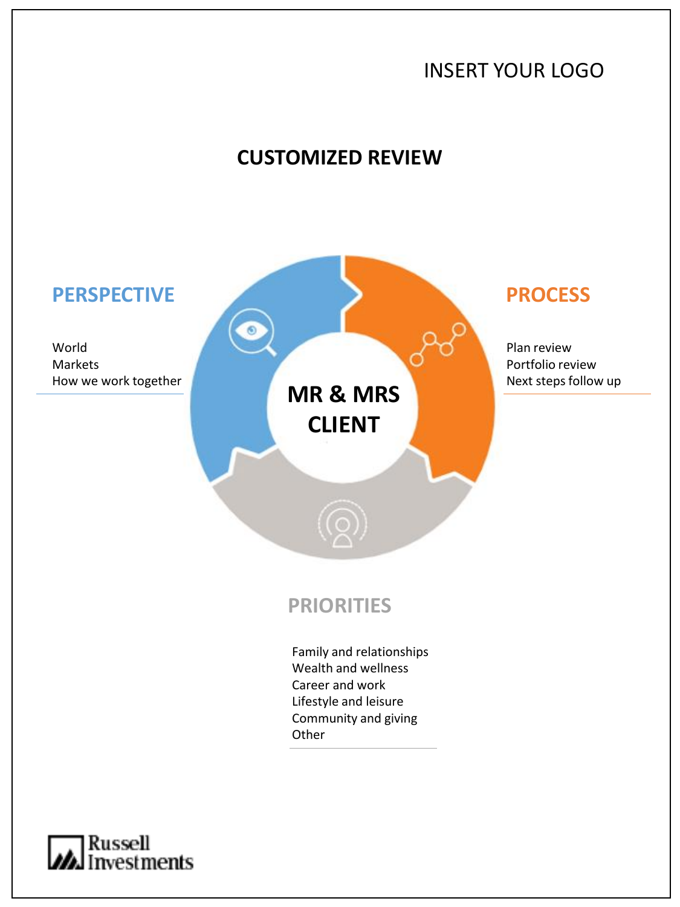INSERT YOUR LOGO

# CUSTOMIZED REVIEW

## PERSPECTIVE

World
Markets
How we work together

## PROCESS

Plan review
Portfolio review
Next steps follow up

**MR & MRS CLIENT**

## PRIORITIES

Family and relationships
Wealth and wellness
Career and work
Lifestyle and leisure
Community and giving
Other

Russell Investments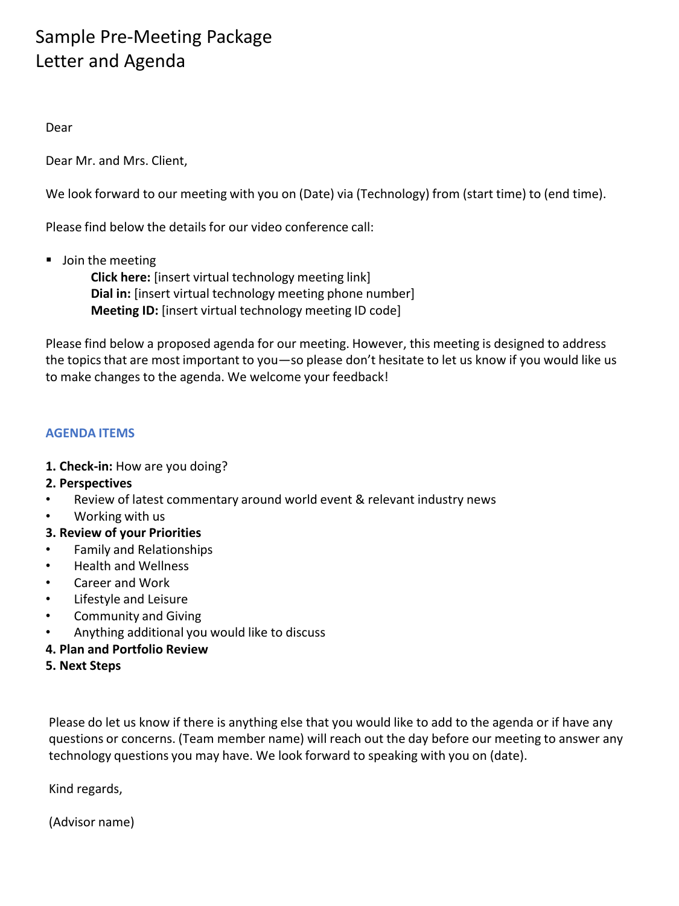# Sample Pre-Meeting Package
# Letter and Agenda

Dear

Dear Mr. and Mrs. Client,

We look forward to our meeting with you on (Date) via (Technology) from (start time) to (end time).

Please find below the details for our video conference call:

- Join the meeting
  **Click here:** [insert virtual technology meeting link]
  **Dial in:** [insert virtual technology meeting phone number]
  **Meeting ID:** [insert virtual technology meeting ID code]

Please find below a proposed agenda for our meeting. However, this meeting is designed to address the topics that are most important to you—so please don't hesitate to let us know if you would like us to make changes to the agenda. We welcome your feedback!

## AGENDA ITEMS

**1. Check-in:** How are you doing?

**2. Perspectives**

- Review of latest commentary around world event & relevant industry news
- Working with us

**3. Review of your Priorities**

- Family and Relationships
- Health and Wellness
- Career and Work
- Lifestyle and Leisure
- Community and Giving
- Anything additional you would like to discuss

**4. Plan and Portfolio Review**

**5. Next Steps**

Please do let us know if there is anything else that you would like to add to the agenda or if have any questions or concerns. (Team member name) will reach out the day before our meeting to answer any technology questions you may have. We look forward to speaking with you on (date).

Kind regards,

(Advisor name)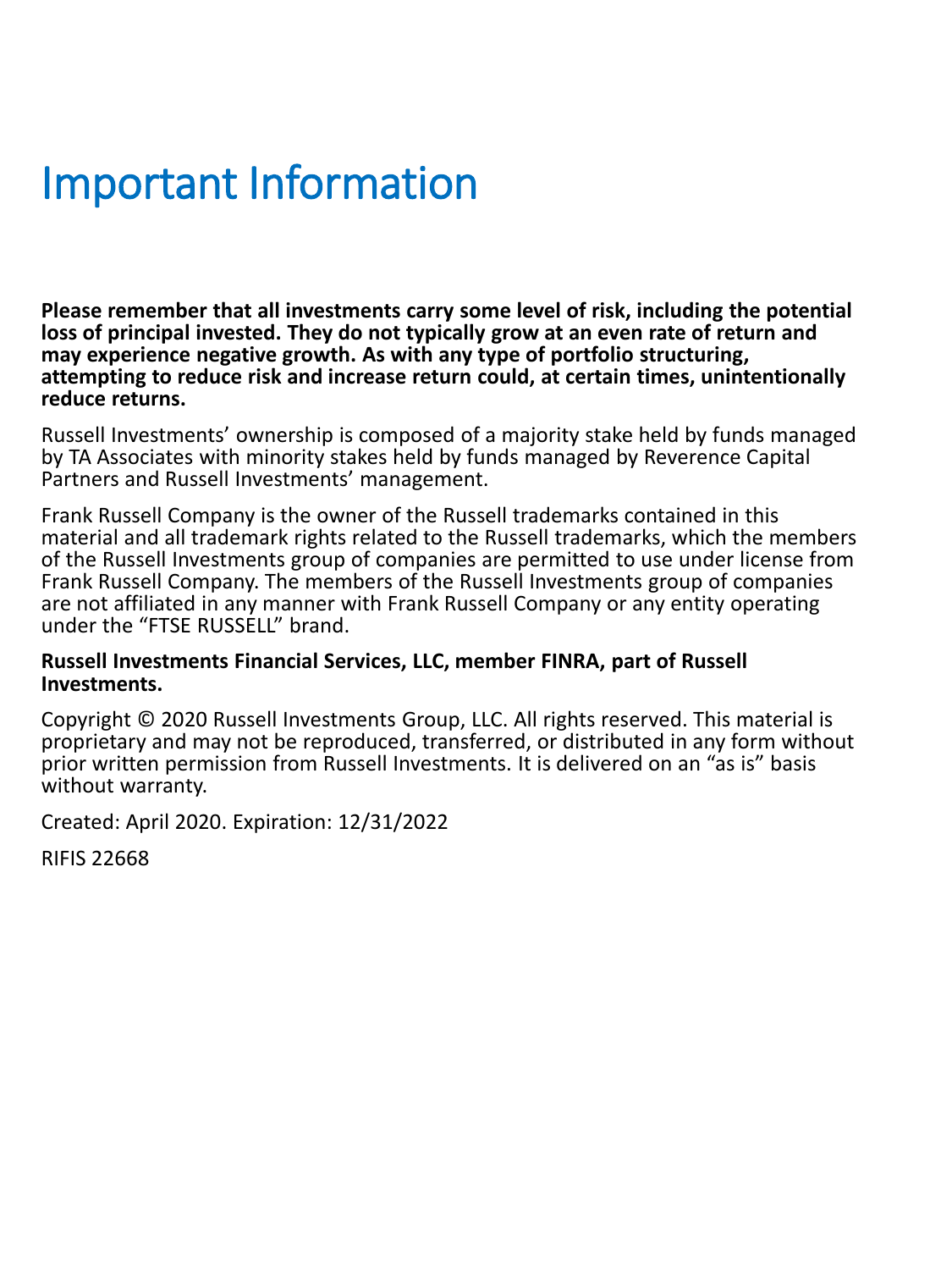# Important Information

**Please remember that all investments carry some level of risk, including the potential loss of principal invested. They do not typically grow at an even rate of return and may experience negative growth. As with any type of portfolio structuring, attempting to reduce risk and increase return could, at certain times, unintentionally reduce returns.**

Russell Investments' ownership is composed of a majority stake held by funds managed by TA Associates with minority stakes held by funds managed by Reverence Capital Partners and Russell Investments' management.

Frank Russell Company is the owner of the Russell trademarks contained in this material and all trademark rights related to the Russell trademarks, which the members of the Russell Investments group of companies are permitted to use under license from Frank Russell Company. The members of the Russell Investments group of companies are not affiliated in any manner with Frank Russell Company or any entity operating under the "FTSE RUSSELL" brand.

**Russell Investments Financial Services, LLC, member FINRA, part of Russell Investments.**

Copyright © 2020 Russell Investments Group, LLC. All rights reserved. This material is proprietary and may not be reproduced, transferred, or distributed in any form without prior written permission from Russell Investments. It is delivered on an "as is" basis without warranty.

Created: April 2020. Expiration: 12/31/2022

RIFIS 22668